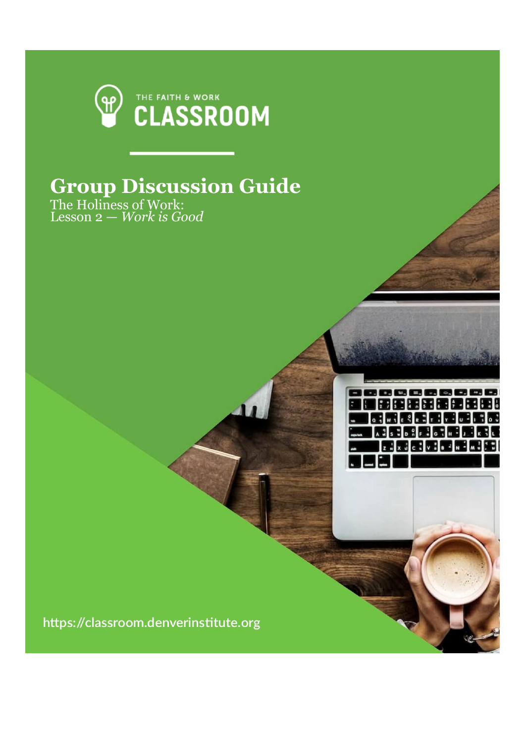THE FAITH & WORK

# CLASSROOM

## Group Discussion Guide

The Holiness of Work:
Lesson 2 — *Work is Good*

https://classroom.denverinstitute.org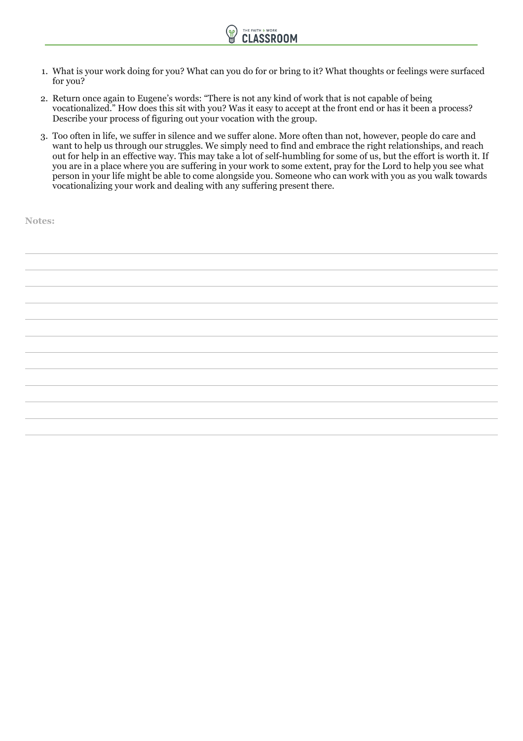1. What is your work doing for you? What can you do for or bring to it? What thoughts or feelings were surfaced for you?
2. Return once again to Eugene's words: "There is not any kind of work that is not capable of being vocationalized." How does this sit with you? Was it easy to accept at the front end or has it been a process? Describe your process of figuring out your vocation with the group.
3. Too often in life, we suffer in silence and we suffer alone. More often than not, however, people do care and want to help us through our struggles. We simply need to find and embrace the right relationships, and reach out for help in an effective way. This may take a lot of self-humbling for some of us, but the effort is worth it. If you are in a place where you are suffering in your work to some extent, pray for the Lord to help you see what person in your life might be able to come alongside you. Someone who can work with you as you walk towards vocationalizing your work and dealing with any suffering present there.

**Notes:**